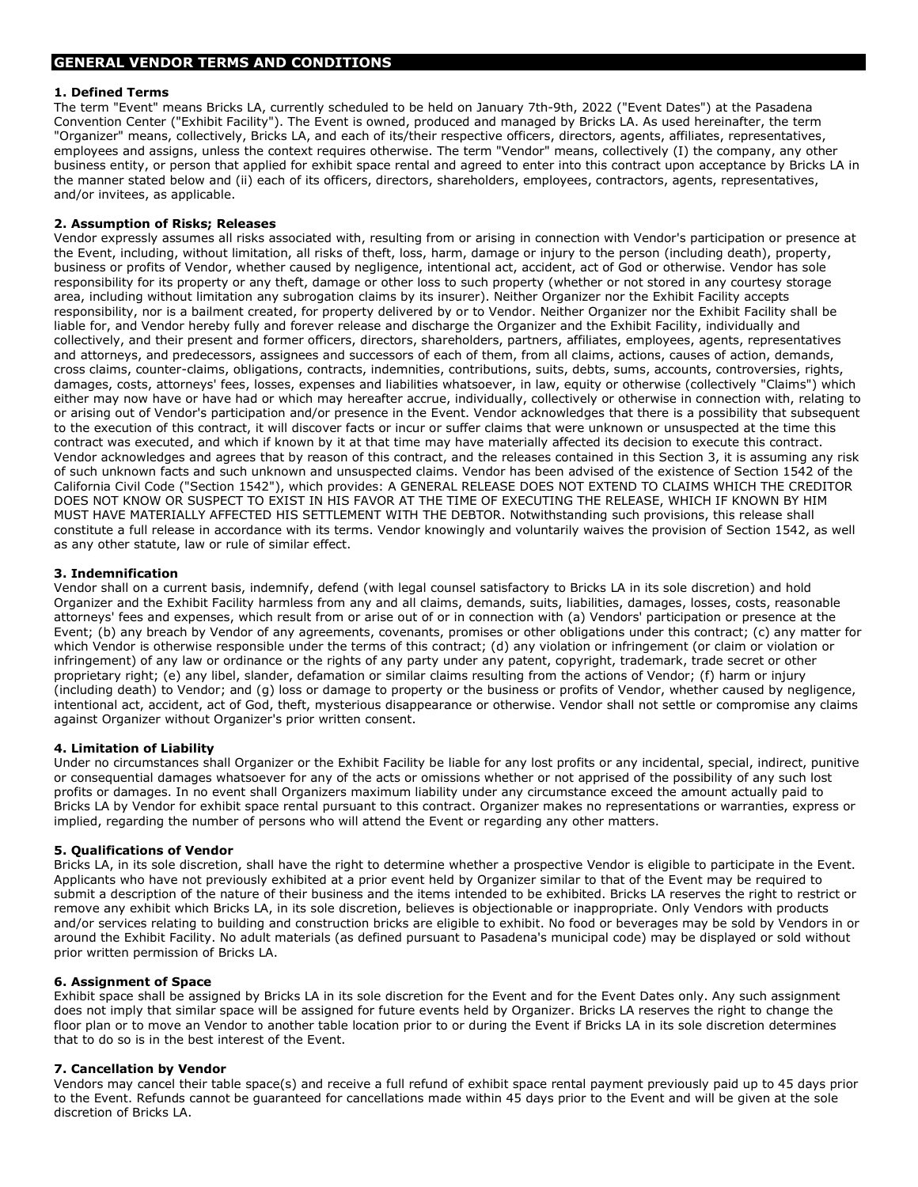## GENERAL VENDOR TERMS AND CONDITIONS

### 1. Defined Terms

The term "Event" means Bricks LA, currently scheduled to be held on January 7th-9th, 2022 ("Event Dates") at the Pasadena Convention Center ("Exhibit Facility"). The Event is owned, produced and managed by Bricks LA. As used hereinafter, the term "Organizer" means, collectively, Bricks LA, and each of its/their respective officers, directors, agents, affiliates, representatives, employees and assigns, unless the context requires otherwise. The term "Vendor" means, collectively (I) the company, any other business entity, or person that applied for exhibit space rental and agreed to enter into this contract upon acceptance by Bricks LA in the manner stated below and (ii) each of its officers, directors, shareholders, employees, contractors, agents, representatives, and/or invitees, as applicable.

### 2. Assumption of Risks; Releases

Vendor expressly assumes all risks associated with, resulting from or arising in connection with Vendor's participation or presence at the Event, including, without limitation, all risks of theft, loss, harm, damage or injury to the person (including death), property, business or profits of Vendor, whether caused by negligence, intentional act, accident, act of God or otherwise. Vendor has sole responsibility for its property or any theft, damage or other loss to such property (whether or not stored in any courtesy storage area, including without limitation any subrogation claims by its insurer). Neither Organizer nor the Exhibit Facility accepts responsibility, nor is a bailment created, for property delivered by or to Vendor. Neither Organizer nor the Exhibit Facility shall be liable for, and Vendor hereby fully and forever release and discharge the Organizer and the Exhibit Facility, individually and collectively, and their present and former officers, directors, shareholders, partners, affiliates, employees, agents, representatives and attorneys, and predecessors, assignees and successors of each of them, from all claims, actions, causes of action, demands, cross claims, counter-claims, obligations, contracts, indemnities, contributions, suits, debts, sums, accounts, controversies, rights, damages, costs, attorneys' fees, losses, expenses and liabilities whatsoever, in law, equity or otherwise (collectively "Claims") which either may now have or have had or which may hereafter accrue, individually, collectively or otherwise in connection with, relating to or arising out of Vendor's participation and/or presence in the Event. Vendor acknowledges that there is a possibility that subsequent to the execution of this contract, it will discover facts or incur or suffer claims that were unknown or unsuspected at the time this contract was executed, and which if known by it at that time may have materially affected its decision to execute this contract. Vendor acknowledges and agrees that by reason of this contract, and the releases contained in this Section 3, it is assuming any risk of such unknown facts and such unknown and unsuspected claims. Vendor has been advised of the existence of Section 1542 of the California Civil Code ("Section 1542"), which provides: A GENERAL RELEASE DOES NOT EXTEND TO CLAIMS WHICH THE CREDITOR DOES NOT KNOW OR SUSPECT TO EXIST IN HIS FAVOR AT THE TIME OF EXECUTING THE RELEASE, WHICH IF KNOWN BY HIM MUST HAVE MATERIALLY AFFECTED HIS SETTLEMENT WITH THE DEBTOR. Notwithstanding such provisions, this release shall constitute a full release in accordance with its terms. Vendor knowingly and voluntarily waives the provision of Section 1542, as well as any other statute, law or rule of similar effect.

### 3. Indemnification

Vendor shall on a current basis, indemnify, defend (with legal counsel satisfactory to Bricks LA in its sole discretion) and hold Organizer and the Exhibit Facility harmless from any and all claims, demands, suits, liabilities, damages, losses, costs, reasonable attorneys' fees and expenses, which result from or arise out of or in connection with (a) Vendors' participation or presence at the Event; (b) any breach by Vendor of any agreements, covenants, promises or other obligations under this contract; (c) any matter for which Vendor is otherwise responsible under the terms of this contract; (d) any violation or infringement (or claim or violation or infringement) of any law or ordinance or the rights of any party under any patent, copyright, trademark, trade secret or other proprietary right; (e) any libel, slander, defamation or similar claims resulting from the actions of Vendor; (f) harm or injury (including death) to Vendor; and (g) loss or damage to property or the business or profits of Vendor, whether caused by negligence, intentional act, accident, act of God, theft, mysterious disappearance or otherwise. Vendor shall not settle or compromise any claims against Organizer without Organizer's prior written consent.

### 4. Limitation of Liability

Under no circumstances shall Organizer or the Exhibit Facility be liable for any lost profits or any incidental, special, indirect, punitive or consequential damages whatsoever for any of the acts or omissions whether or not apprised of the possibility of any such lost profits or damages. In no event shall Organizers maximum liability under any circumstance exceed the amount actually paid to Bricks LA by Vendor for exhibit space rental pursuant to this contract. Organizer makes no representations or warranties, express or implied, regarding the number of persons who will attend the Event or regarding any other matters.

### 5. Qualifications of Vendor

Bricks LA, in its sole discretion, shall have the right to determine whether a prospective Vendor is eligible to participate in the Event. Applicants who have not previously exhibited at a prior event held by Organizer similar to that of the Event may be required to submit a description of the nature of their business and the items intended to be exhibited. Bricks LA reserves the right to restrict or remove any exhibit which Bricks LA, in its sole discretion, believes is objectionable or inappropriate. Only Vendors with products and/or services relating to building and construction bricks are eligible to exhibit. No food or beverages may be sold by Vendors in or around the Exhibit Facility. No adult materials (as defined pursuant to Pasadena's municipal code) may be displayed or sold without prior written permission of Bricks LA.

### 6. Assignment of Space

Exhibit space shall be assigned by Bricks LA in its sole discretion for the Event and for the Event Dates only. Any such assignment does not imply that similar space will be assigned for future events held by Organizer. Bricks LA reserves the right to change the floor plan or to move an Vendor to another table location prior to or during the Event if Bricks LA in its sole discretion determines that to do so is in the best interest of the Event.

### 7. Cancellation by Vendor

Vendors may cancel their table space(s) and receive a full refund of exhibit space rental payment previously paid up to 45 days prior to the Event. Refunds cannot be guaranteed for cancellations made within 45 days prior to the Event and will be given at the sole discretion of Bricks LA.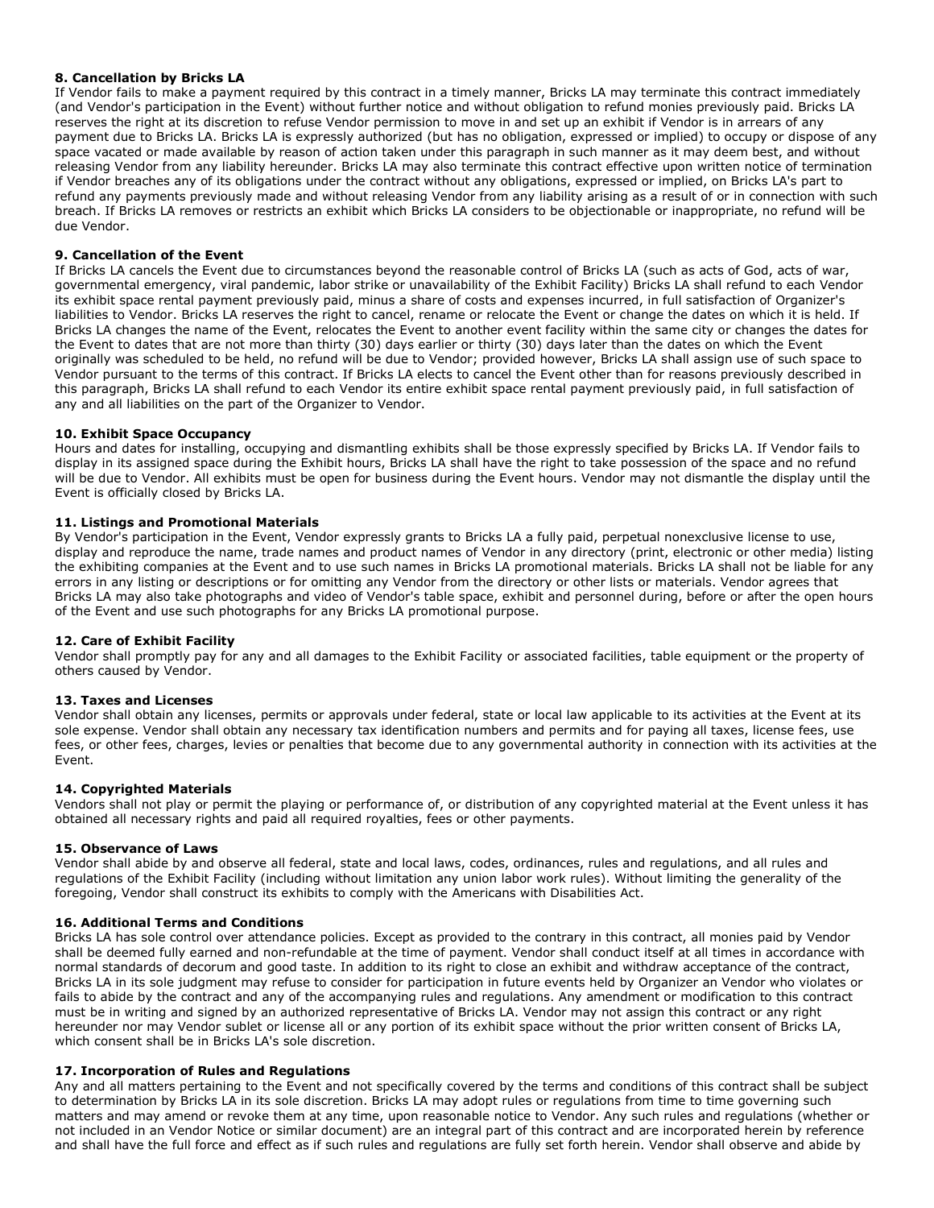**8. Cancellation by Bricks LA**
If Vendor fails to make a payment required by this contract in a timely manner, Bricks LA may terminate this contract immediately (and Vendor's participation in the Event) without further notice and without obligation to refund monies previously paid. Bricks LA reserves the right at its discretion to refuse Vendor permission to move in and set up an exhibit if Vendor is in arrears of any payment due to Bricks LA. Bricks LA is expressly authorized (but has no obligation, expressed or implied) to occupy or dispose of any space vacated or made available by reason of action taken under this paragraph in such manner as it may deem best, and without releasing Vendor from any liability hereunder. Bricks LA may also terminate this contract effective upon written notice of termination if Vendor breaches any of its obligations under the contract without any obligations, expressed or implied, on Bricks LA's part to refund any payments previously made and without releasing Vendor from any liability arising as a result of or in connection with such breach. If Bricks LA removes or restricts an exhibit which Bricks LA considers to be objectionable or inappropriate, no refund will be due Vendor.

**9. Cancellation of the Event**
If Bricks LA cancels the Event due to circumstances beyond the reasonable control of Bricks LA (such as acts of God, acts of war, governmental emergency, viral pandemic, labor strike or unavailability of the Exhibit Facility) Bricks LA shall refund to each Vendor its exhibit space rental payment previously paid, minus a share of costs and expenses incurred, in full satisfaction of Organizer's liabilities to Vendor. Bricks LA reserves the right to cancel, rename or relocate the Event or change the dates on which it is held. If Bricks LA changes the name of the Event, relocates the Event to another event facility within the same city or changes the dates for the Event to dates that are not more than thirty (30) days earlier or thirty (30) days later than the dates on which the Event originally was scheduled to be held, no refund will be due to Vendor; provided however, Bricks LA shall assign use of such space to Vendor pursuant to the terms of this contract. If Bricks LA elects to cancel the Event other than for reasons previously described in this paragraph, Bricks LA shall refund to each Vendor its entire exhibit space rental payment previously paid, in full satisfaction of any and all liabilities on the part of the Organizer to Vendor.

**10. Exhibit Space Occupancy**
Hours and dates for installing, occupying and dismantling exhibits shall be those expressly specified by Bricks LA. If Vendor fails to display in its assigned space during the Exhibit hours, Bricks LA shall have the right to take possession of the space and no refund will be due to Vendor. All exhibits must be open for business during the Event hours. Vendor may not dismantle the display until the Event is officially closed by Bricks LA.

**11. Listings and Promotional Materials**
By Vendor's participation in the Event, Vendor expressly grants to Bricks LA a fully paid, perpetual nonexclusive license to use, display and reproduce the name, trade names and product names of Vendor in any directory (print, electronic or other media) listing the exhibiting companies at the Event and to use such names in Bricks LA promotional materials. Bricks LA shall not be liable for any errors in any listing or descriptions or for omitting any Vendor from the directory or other lists or materials. Vendor agrees that Bricks LA may also take photographs and video of Vendor's table space, exhibit and personnel during, before or after the open hours of the Event and use such photographs for any Bricks LA promotional purpose.

**12. Care of Exhibit Facility**
Vendor shall promptly pay for any and all damages to the Exhibit Facility or associated facilities, table equipment or the property of others caused by Vendor.

**13. Taxes and Licenses**
Vendor shall obtain any licenses, permits or approvals under federal, state or local law applicable to its activities at the Event at its sole expense. Vendor shall obtain any necessary tax identification numbers and permits and for paying all taxes, license fees, use fees, or other fees, charges, levies or penalties that become due to any governmental authority in connection with its activities at the Event.

**14. Copyrighted Materials**
Vendors shall not play or permit the playing or performance of, or distribution of any copyrighted material at the Event unless it has obtained all necessary rights and paid all required royalties, fees or other payments.

**15. Observance of Laws**
Vendor shall abide by and observe all federal, state and local laws, codes, ordinances, rules and regulations, and all rules and regulations of the Exhibit Facility (including without limitation any union labor work rules). Without limiting the generality of the foregoing, Vendor shall construct its exhibits to comply with the Americans with Disabilities Act.

**16. Additional Terms and Conditions**
Bricks LA has sole control over attendance policies. Except as provided to the contrary in this contract, all monies paid by Vendor shall be deemed fully earned and non-refundable at the time of payment. Vendor shall conduct itself at all times in accordance with normal standards of decorum and good taste. In addition to its right to close an exhibit and withdraw acceptance of the contract, Bricks LA in its sole judgment may refuse to consider for participation in future events held by Organizer an Vendor who violates or fails to abide by the contract and any of the accompanying rules and regulations. Any amendment or modification to this contract must be in writing and signed by an authorized representative of Bricks LA. Vendor may not assign this contract or any right hereunder nor may Vendor sublet or license all or any portion of its exhibit space without the prior written consent of Bricks LA, which consent shall be in Bricks LA's sole discretion.

**17. Incorporation of Rules and Regulations**
Any and all matters pertaining to the Event and not specifically covered by the terms and conditions of this contract shall be subject to determination by Bricks LA in its sole discretion. Bricks LA may adopt rules or regulations from time to time governing such matters and may amend or revoke them at any time, upon reasonable notice to Vendor. Any such rules and regulations (whether or not included in an Vendor Notice or similar document) are an integral part of this contract and are incorporated herein by reference and shall have the full force and effect as if such rules and regulations are fully set forth herein. Vendor shall observe and abide by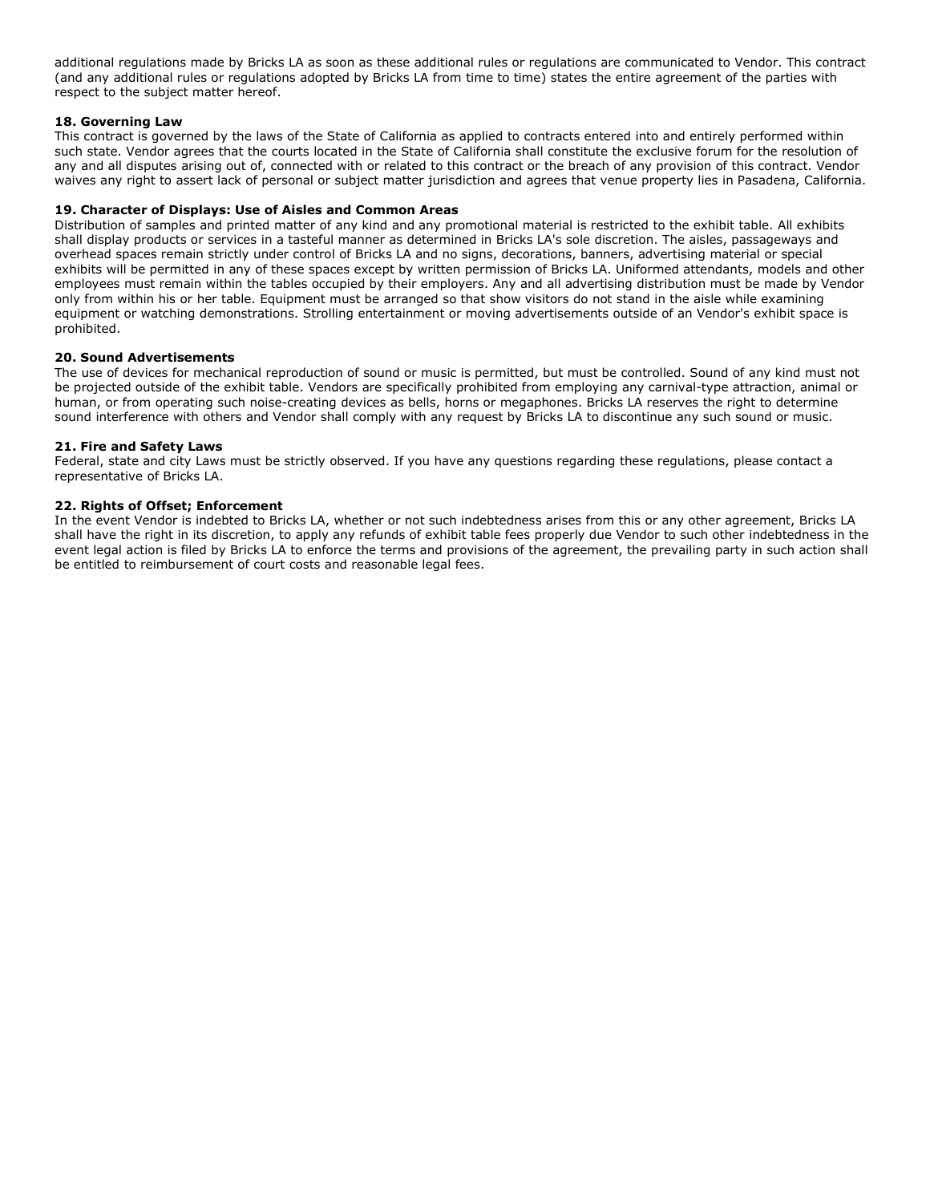additional regulations made by Bricks LA as soon as these additional rules or regulations are communicated to Vendor. This contract (and any additional rules or regulations adopted by Bricks LA from time to time) states the entire agreement of the parties with respect to the subject matter hereof.

**18. Governing Law**

This contract is governed by the laws of the State of California as applied to contracts entered into and entirely performed within such state. Vendor agrees that the courts located in the State of California shall constitute the exclusive forum for the resolution of any and all disputes arising out of, connected with or related to this contract or the breach of any provision of this contract. Vendor waives any right to assert lack of personal or subject matter jurisdiction and agrees that venue property lies in Pasadena, California.

**19. Character of Displays: Use of Aisles and Common Areas**

Distribution of samples and printed matter of any kind and any promotional material is restricted to the exhibit table. All exhibits shall display products or services in a tasteful manner as determined in Bricks LA's sole discretion. The aisles, passageways and overhead spaces remain strictly under control of Bricks LA and no signs, decorations, banners, advertising material or special exhibits will be permitted in any of these spaces except by written permission of Bricks LA. Uniformed attendants, models and other employees must remain within the tables occupied by their employers. Any and all advertising distribution must be made by Vendor only from within his or her table. Equipment must be arranged so that show visitors do not stand in the aisle while examining equipment or watching demonstrations. Strolling entertainment or moving advertisements outside of an Vendor's exhibit space is prohibited.

**20. Sound Advertisements**

The use of devices for mechanical reproduction of sound or music is permitted, but must be controlled. Sound of any kind must not be projected outside of the exhibit table. Vendors are specifically prohibited from employing any carnival-type attraction, animal or human, or from operating such noise-creating devices as bells, horns or megaphones. Bricks LA reserves the right to determine sound interference with others and Vendor shall comply with any request by Bricks LA to discontinue any such sound or music.

**21. Fire and Safety Laws**

Federal, state and city Laws must be strictly observed. If you have any questions regarding these regulations, please contact a representative of Bricks LA.

**22. Rights of Offset; Enforcement**

In the event Vendor is indebted to Bricks LA, whether or not such indebtedness arises from this or any other agreement, Bricks LA shall have the right in its discretion, to apply any refunds of exhibit table fees properly due Vendor to such other indebtedness in the event legal action is filed by Bricks LA to enforce the terms and provisions of the agreement, the prevailing party in such action shall be entitled to reimbursement of court costs and reasonable legal fees.